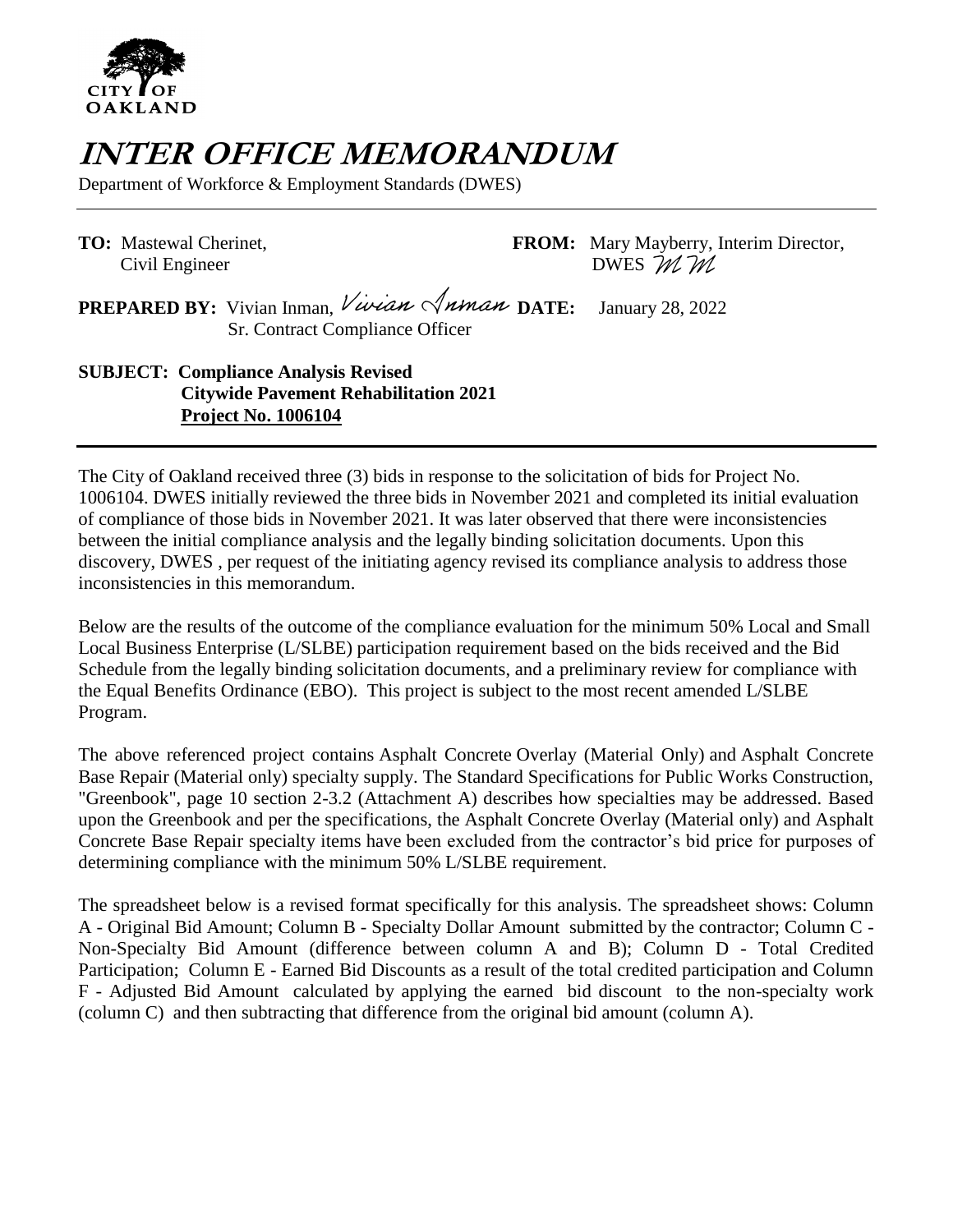CITY OF OAKLAND

# INTER OFFICE MEMORANDUM

Department of Workforce & Employment Standards (DWES)

**TO:** Mastewal Cherinet, Civil Engineer

**FROM:** Mary Mayberry, Interim Director, DWES *MM*

**PREPARED BY:** Vivian Inman, *Vivian Inman* Sr. Contract Compliance Officer

**DATE:** January 28, 2022

**SUBJECT: Compliance Analysis Revised Citywide Pavement Rehabilitation 2021 Project No. 1006104**

The City of Oakland received three (3) bids in response to the solicitation of bids for Project No. 1006104. DWES initially reviewed the three bids in November 2021 and completed its initial evaluation of compliance of those bids in November 2021. It was later observed that there were inconsistencies between the initial compliance analysis and the legally binding solicitation documents. Upon this discovery, DWES , per request of the initiating agency revised its compliance analysis to address those inconsistencies in this memorandum.

Below are the results of the outcome of the compliance evaluation for the minimum 50% Local and Small Local Business Enterprise (L/SLBE) participation requirement based on the bids received and the Bid Schedule from the legally binding solicitation documents, and a preliminary review for compliance with the Equal Benefits Ordinance (EBO). This project is subject to the most recent amended L/SLBE Program.

The above referenced project contains Asphalt Concrete Overlay (Material Only) and Asphalt Concrete Base Repair (Material only) specialty supply. The Standard Specifications for Public Works Construction, "Greenbook", page 10 section 2-3.2 (Attachment A) describes how specialties may be addressed. Based upon the Greenbook and per the specifications, the Asphalt Concrete Overlay (Material only) and Asphalt Concrete Base Repair specialty items have been excluded from the contractor's bid price for purposes of determining compliance with the minimum 50% L/SLBE requirement.

The spreadsheet below is a revised format specifically for this analysis. The spreadsheet shows: Column A - Original Bid Amount; Column B - Specialty Dollar Amount submitted by the contractor; Column C - Non-Specialty Bid Amount (difference between column A and B); Column D - Total Credited Participation; Column E - Earned Bid Discounts as a result of the total credited participation and Column F - Adjusted Bid Amount calculated by applying the earned bid discount to the non-specialty work (column C) and then subtracting that difference from the original bid amount (column A).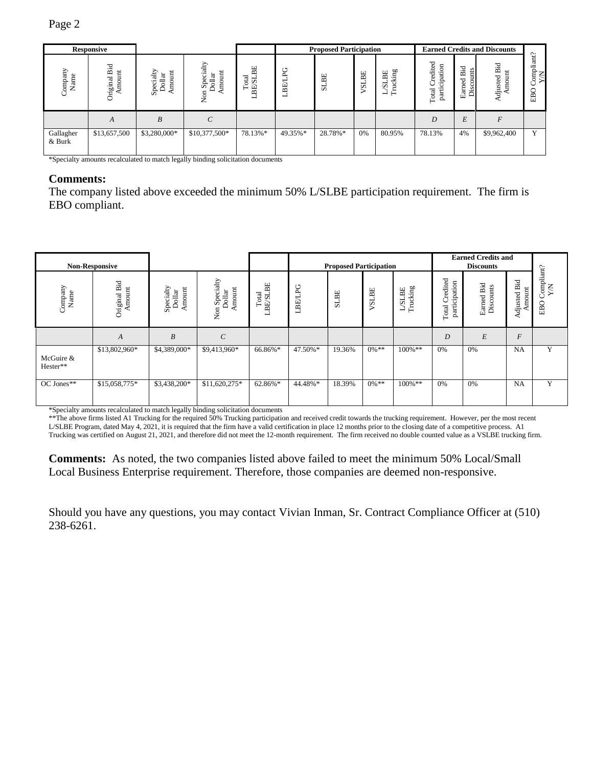| Responsive | | | | | Proposed Participation | | | | Earned Credits and Discounts | | | |
|---|---|---|---|---|---|---|---|---|---|---|---|---|
| Company Name | Original Bid Amount | Specialty Dollar Amount | Non Specialty Dollar Amount | Total LBE/SLBE | LBE/LPG | SLBE | VSLBE | L/SLBE Trucking | Total Credited participation | Earned Bid Discounts | Adjusted Bid Amount | EBO Compliant? Y/N |
| | *A* | *B* | *C* | | | | | | *D* | *E* | *F* | |
| Gallagher & Burk | $13,657,500 | $3,280,000* | $10,377,500* | 78.13%* | 49.35%* | 28.78%* | 0% | 80.95% | 78.13% | 4% | $9,962,400 | Y |

*Specialty amounts recalculated to match legally binding solicitation documents

**Comments:**
The company listed above exceeded the minimum 50% L/SLBE participation requirement. The firm is EBO compliant.

| Non-Responsive | | | | | Proposed Participation | | | | Earned Credits and Discounts | | | |
|---|---|---|---|---|---|---|---|---|---|---|---|---|
| Company Name | Original Bid Amount | Specialty Dollar Amount | Non Specialty Dollar Amount | Total LBE/SLBE | LBE/LPG | SLBE | VSLBE | L/SLBE Trucking | Total Credited participation | Earned Bid Discounts | Adjusted Bid Amount | EBO Compliant? Y/N |
| | *A* | *B* | *C* | | | | | | *D* | *E* | *F* | |
| McGuire & Hester** | $13,802,960* | $4,389,000* | $9,413,960* | 66.86%* | 47.50%* | 19.36% | 0%** | 100%** | 0% | 0% | NA | Y |
| OC Jones** | $15,058,775* | $3,438,200* | $11,620,275* | 62.86%* | 44.48%* | 18.39% | 0%** | 100%** | 0% | 0% | NA | Y |

*Specialty amounts recalculated to match legally binding solicitation documents
**The above firms listed A1 Trucking for the required 50% Trucking participation and received credit towards the trucking requirement. However, per the most recent L/SLBE Program, dated May 4, 2021, it is required that the firm have a valid certification in place 12 months prior to the closing date of a competitive process. A1 Trucking was certified on August 21, 2021, and therefore did not meet the 12-month requirement. The firm received no double counted value as a VSLBE trucking firm.

**Comments:** As noted, the two companies listed above failed to meet the minimum 50% Local/Small Local Business Enterprise requirement. Therefore, those companies are deemed non-responsive.

Should you have any questions, you may contact Vivian Inman, Sr. Contract Compliance Officer at (510) 238-6261.